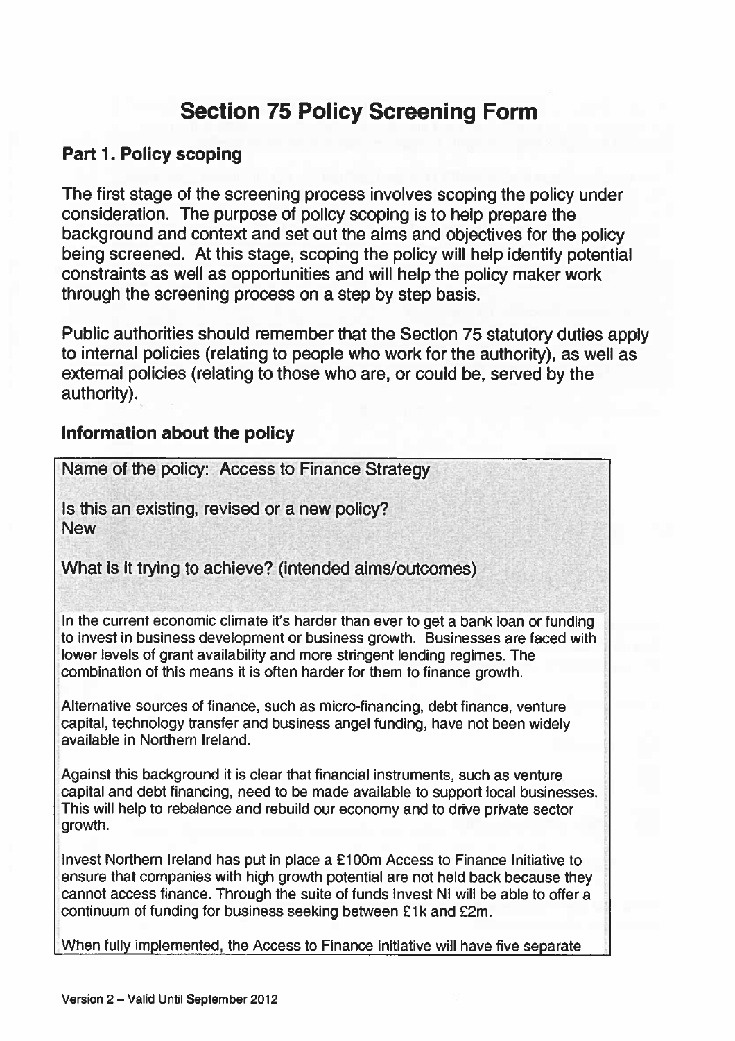# Section 75 Policy Screening Form

## Part 1. Policy scoping

The first stage of the screening process involves scoping the policy under consideration. The purpose of policy scoping is to help prepare the background and context and set out the aims and objectives for the policy being screened. At this stage, scoping the policy will help identify potential constraints as well as opportunities and will help the policy maker work through the screening process on a step by step basis.

Public authorities should remember that the Section 75 statutory duties apply to internal policies (relating to people who work for the authority), as well as external policies (relating to those who are, or could be, served by the authority).

### Information about the policy

Name of the policy: Access to Finance Strategy

Is this an existing, revised or a new policy?
New

What is it trying to achieve? (intended aims/outcomes)

In the current economic climate it's harder than ever to get a bank loan or funding to invest in business development or business growth. Businesses are faced with lower levels of grant availability and more stringent lending regimes. The combination of this means it is often harder for them to finance growth.

Alternative sources of finance, such as micro-financing, debt finance, venture capital, technology transfer and business angel funding, have not been widely available in Northern Ireland.

Against this background it is clear that financial instruments, such as venture capital and debt financing, need to be made available to support local businesses. This will help to rebalance and rebuild our economy and to drive private sector growth.

Invest Northern Ireland has put in place a £100m Access to Finance Initiative to ensure that companies with high growth potential are not held back because they cannot access finance. Through the suite of funds Invest NI will be able to offer a continuum of funding for business seeking between £1k and £2m.

When fully implemented, the Access to Finance initiative will have five separate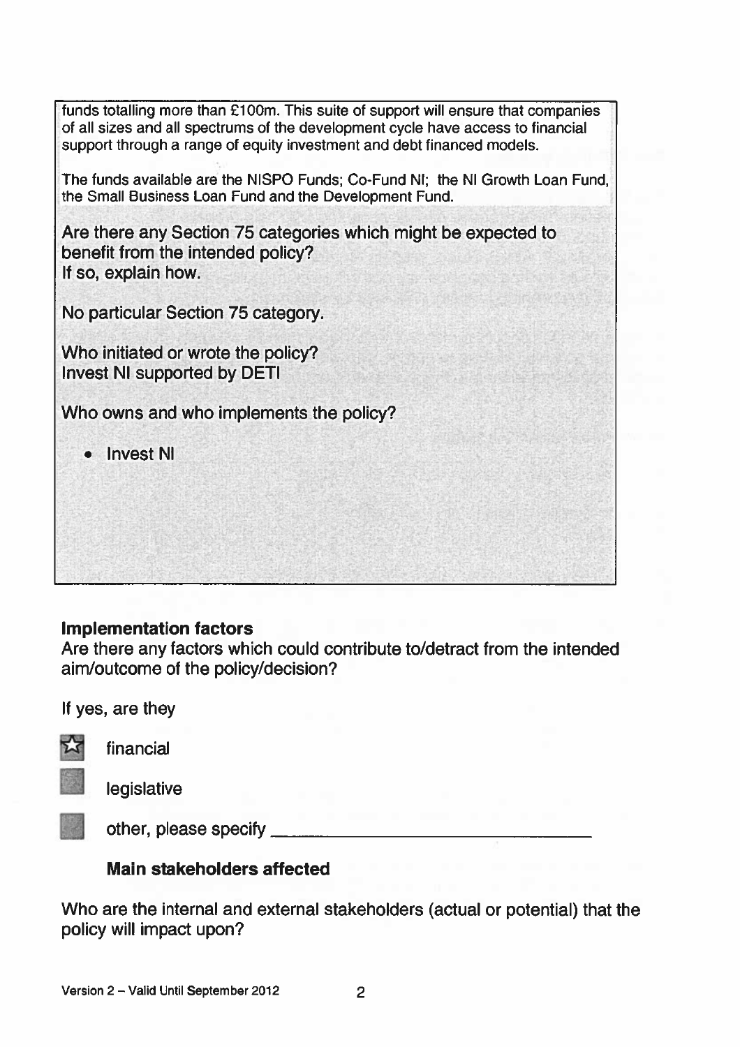funds totalling more than £100m. This suite of support will ensure that companies of all sizes and all spectrums of the development cycle have access to financial support through a range of equity investment and debt financed models.

The funds available are the NISPO Funds; Co-Fund NI; the NI Growth Loan Fund, the Small Business Loan Fund and the Development Fund.

Are there any Section 75 categories which might be expected to benefit from the intended policy?
If so, explain how.

No particular Section 75 category.

Who initiated or wrote the policy?
Invest NI supported by DETI

Who owns and who implements the policy?

- Invest NI

**Implementation factors**
Are there any factors which could contribute to/detract from the intended aim/outcome of the policy/decision?

If yes, are they

- [x] financial
- [ ] legislative
- [ ] other, please specify ______________________________

**Main stakeholders affected**

Who are the internal and external stakeholders (actual or potential) that the policy will impact upon?

Version 2 – Valid Until September 2012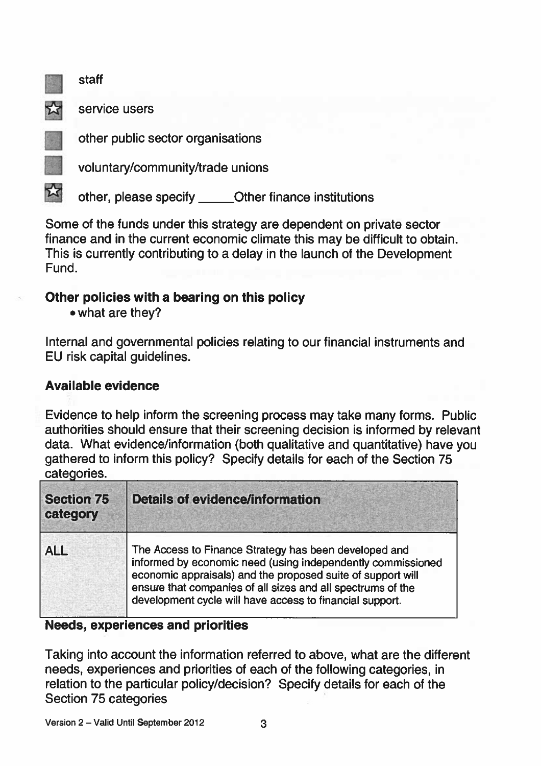- [ ] staff
- [x] service users
- [ ] other public sector organisations
- [ ] voluntary/community/trade unions
- [x] other, please specify _____Other finance institutions

Some of the funds under this strategy are dependent on private sector finance and in the current economic climate this may be difficult to obtain. This is currently contributing to a delay in the launch of the Development Fund.

**Other policies with a bearing on this policy**

- what are they?

Internal and governmental policies relating to our financial instruments and EU risk capital guidelines.

**Available evidence**

Evidence to help inform the screening process may take many forms. Public authorities should ensure that their screening decision is informed by relevant data. What evidence/information (both qualitative and quantitative) have you gathered to inform this policy? Specify details for each of the Section 75 categories.

| Section 75 category | Details of evidence/information |
|---|---|
| ALL | The Access to Finance Strategy has been developed and informed by economic need (using independently commissioned economic appraisals) and the proposed suite of support will ensure that companies of all sizes and all spectrums of the development cycle will have access to financial support. |

**Needs, experiences and priorities**

Taking into account the information referred to above, what are the different needs, experiences and priorities of each of the following categories, in relation to the particular policy/decision? Specify details for each of the Section 75 categories

Version 2 – Valid Until September 2012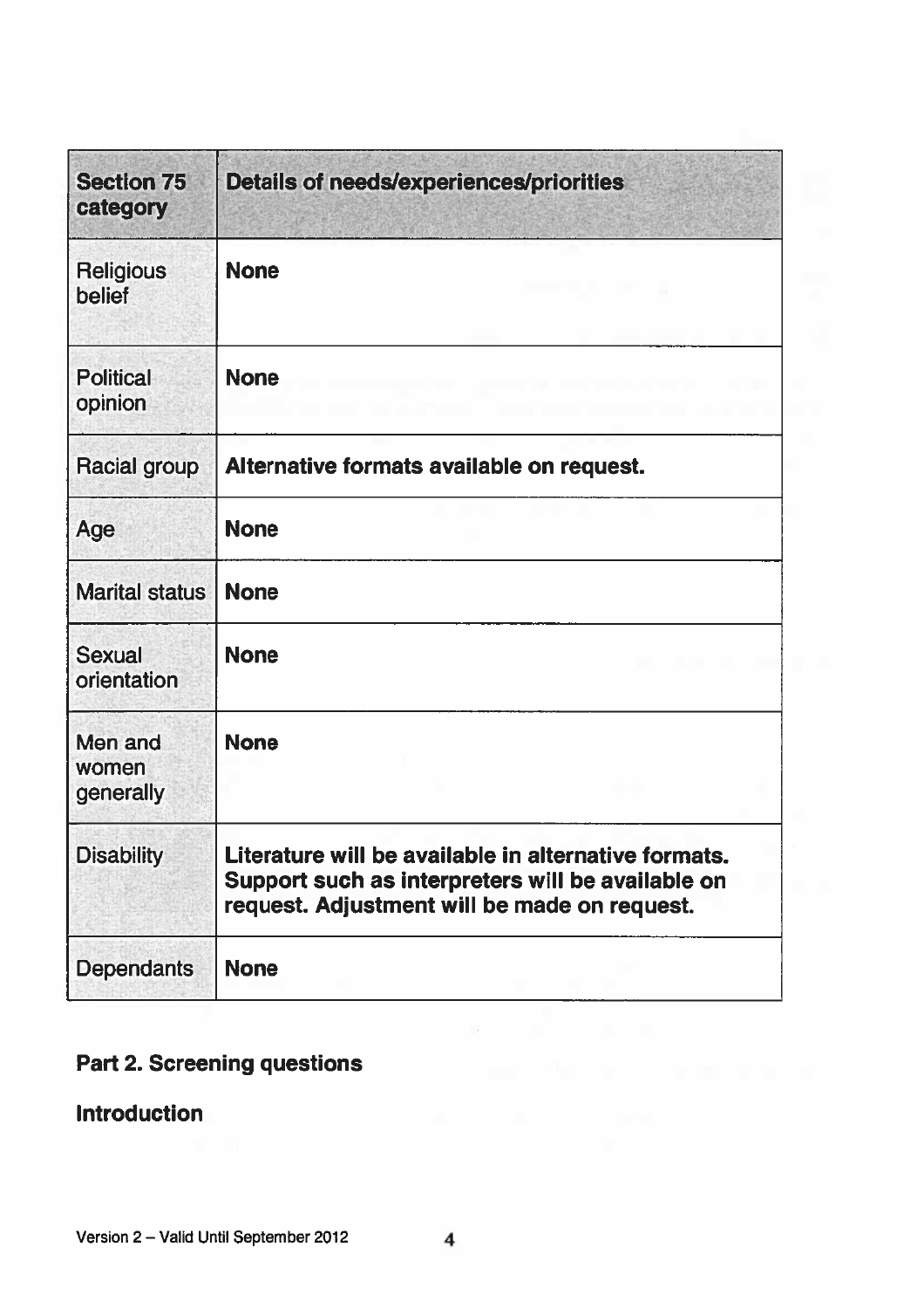| Section 75 category | Details of needs/experiences/priorities |
| --- | --- |
| Religious belief | **None** |
| Political opinion | **None** |
| Racial group | **Alternative formats available on request.** |
| Age | **None** |
| Marital status | **None** |
| Sexual orientation | **None** |
| Men and women generally | **None** |
| Disability | **Literature will be available in alternative formats. Support such as interpreters will be available on request. Adjustment will be made on request.** |
| Dependants | **None** |

## Part 2. Screening questions

### Introduction

Version 2 – Valid Until September 2012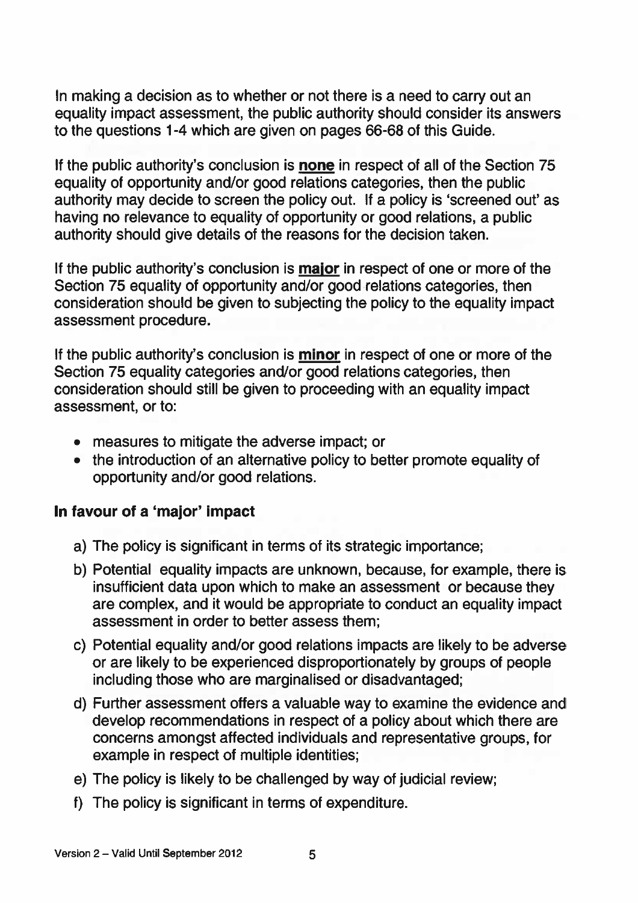In making a decision as to whether or not there is a need to carry out an equality impact assessment, the public authority should consider its answers to the questions 1-4 which are given on pages 66-68 of this Guide.

If the public authority's conclusion is **none** in respect of all of the Section 75 equality of opportunity and/or good relations categories, then the public authority may decide to screen the policy out. If a policy is 'screened out' as having no relevance to equality of opportunity or good relations, a public authority should give details of the reasons for the decision taken.

If the public authority's conclusion is **major** in respect of one or more of the Section 75 equality of opportunity and/or good relations categories, then consideration should be given to subjecting the policy to the equality impact assessment procedure.

If the public authority's conclusion is **minor** in respect of one or more of the Section 75 equality categories and/or good relations categories, then consideration should still be given to proceeding with an equality impact assessment, or to:

- measures to mitigate the adverse impact; or
- the introduction of an alternative policy to better promote equality of opportunity and/or good relations.

**In favour of a 'major' impact**

a) The policy is significant in terms of its strategic importance;

b) Potential equality impacts are unknown, because, for example, there is insufficient data upon which to make an assessment or because they are complex, and it would be appropriate to conduct an equality impact assessment in order to better assess them;

c) Potential equality and/or good relations impacts are likely to be adverse or are likely to be experienced disproportionately by groups of people including those who are marginalised or disadvantaged;

d) Further assessment offers a valuable way to examine the evidence and develop recommendations in respect of a policy about which there are concerns amongst affected individuals and representative groups, for example in respect of multiple identities;

e) The policy is likely to be challenged by way of judicial review;

f) The policy is significant in terms of expenditure.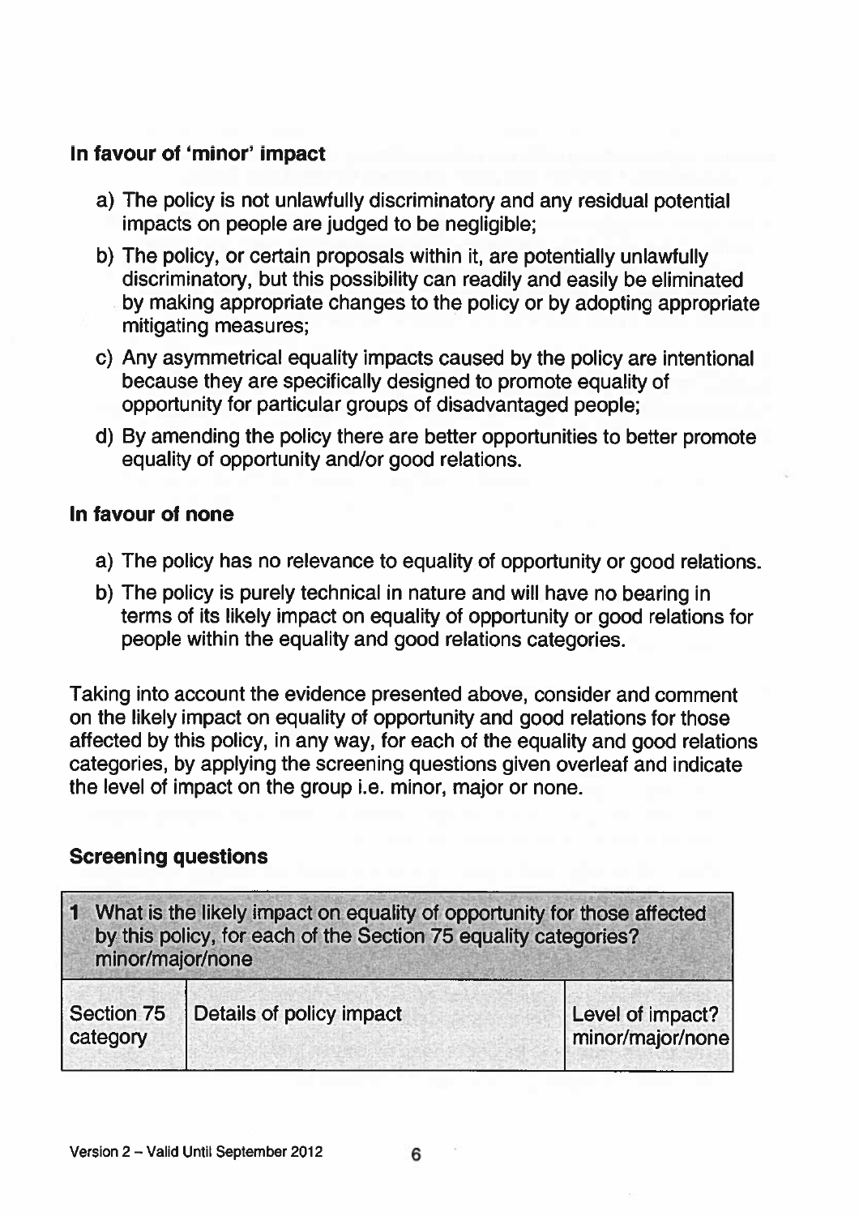### In favour of 'minor' impact

a) The policy is not unlawfully discriminatory and any residual potential impacts on people are judged to be negligible;

b) The policy, or certain proposals within it, are potentially unlawfully discriminatory, but this possibility can readily and easily be eliminated by making appropriate changes to the policy or by adopting appropriate mitigating measures;

c) Any asymmetrical equality impacts caused by the policy are intentional because they are specifically designed to promote equality of opportunity for particular groups of disadvantaged people;

d) By amending the policy there are better opportunities to better promote equality of opportunity and/or good relations.

### In favour of none

a) The policy has no relevance to equality of opportunity or good relations.

b) The policy is purely technical in nature and will have no bearing in terms of its likely impact on equality of opportunity or good relations for people within the equality and good relations categories.

Taking into account the evidence presented above, consider and comment on the likely impact on equality of opportunity and good relations for those affected by this policy, in any way, for each of the equality and good relations categories, by applying the screening questions given overleaf and indicate the level of impact on the group i.e. minor, major or none.

### Screening questions

| 1 What is the likely impact on equality of opportunity for those affected by this policy, for each of the Section 75 equality categories? minor/major/none | | |
|---|---|---|
| Section 75 category | Details of policy impact | Level of impact? minor/major/none |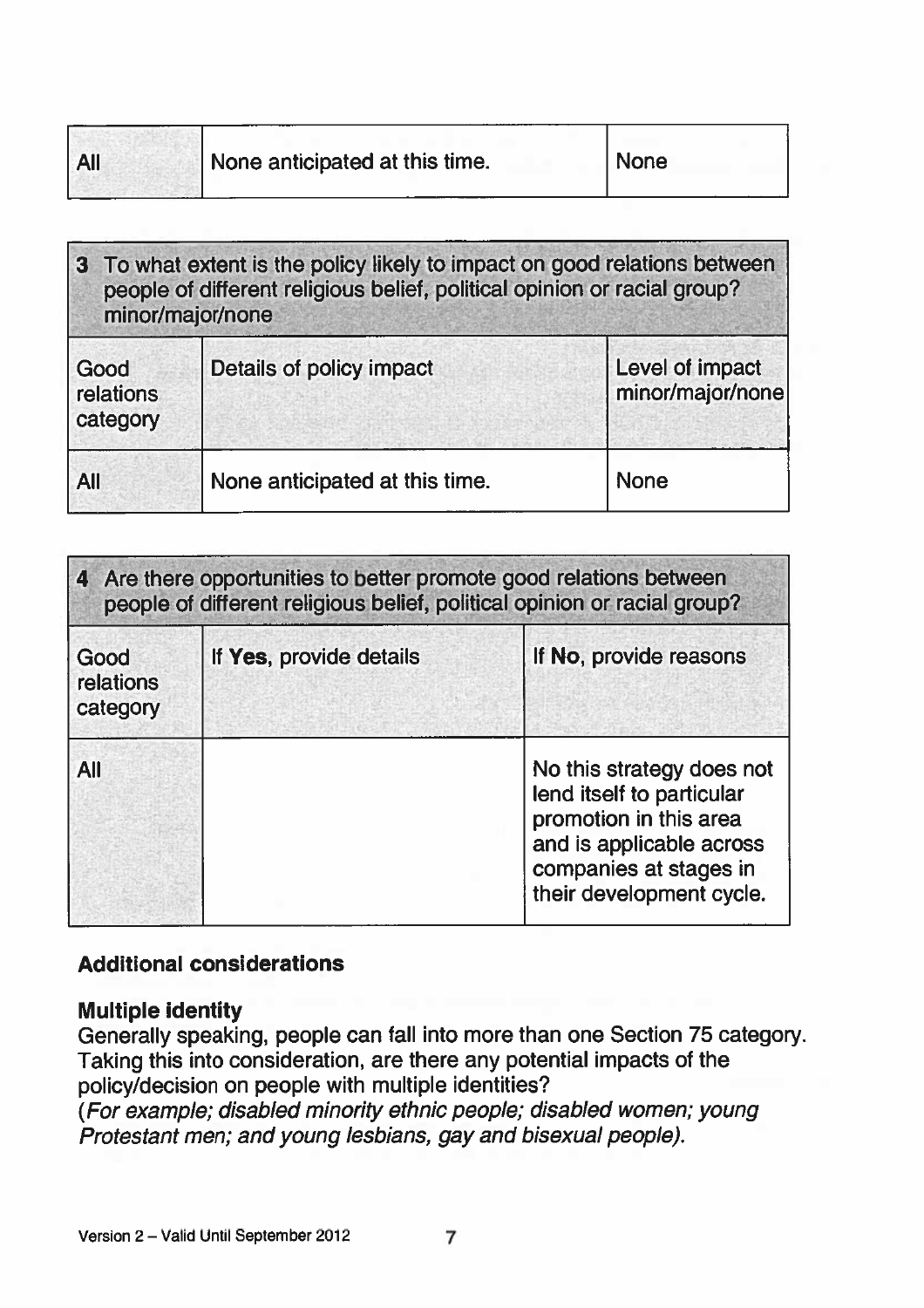| | | |
|---|---|---|
| All | None anticipated at this time. | None |

| 3 To what extent is the policy likely to impact on good relations between people of different religious belief, political opinion or racial group? minor/major/none | | |
|---|---|---|
| Good relations category | Details of policy impact | Level of impact minor/major/none |
| All | None anticipated at this time. | None |

| 4 Are there opportunities to better promote good relations between people of different religious belief, political opinion or racial group? | | |
|---|---|---|
| Good relations category | If **Yes**, provide details | If **No**, provide reasons |
| All | | No this strategy does not lend itself to particular promotion in this area and is applicable across companies at stages in their development cycle. |

### Additional considerations

#### Multiple identity

Generally speaking, people can fall into more than one Section 75 category. Taking this into consideration, are there any potential impacts of the policy/decision on people with multiple identities?
(*For example; disabled minority ethnic people; disabled women; young Protestant men; and young lesbians, gay and bisexual people).*

Version 2 – Valid Until September 2012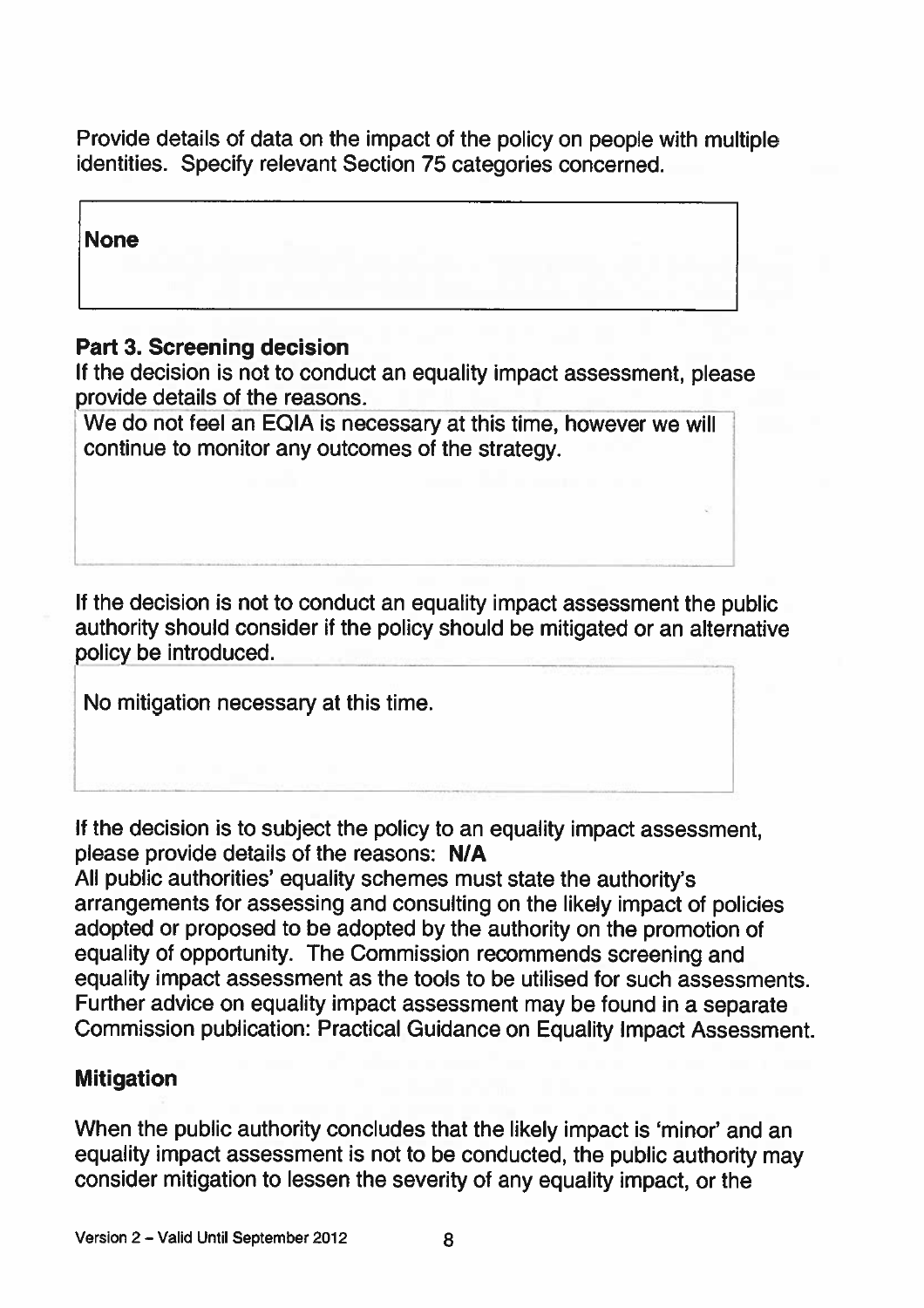Provide details of data on the impact of the policy on people with multiple identities. Specify relevant Section 75 categories concerned.

| |
|---|
| **None** |

**Part 3. Screening decision**

If the decision is not to conduct an equality impact assessment, please provide details of the reasons.

| |
|---|
| We do not feel an EQIA is necessary at this time, however we will continue to monitor any outcomes of the strategy. |

If the decision is not to conduct an equality impact assessment the public authority should consider if the policy should be mitigated or an alternative policy be introduced.

| |
|---|
| No mitigation necessary at this time. |

If the decision is to subject the policy to an equality impact assessment, please provide details of the reasons: **N/A**

All public authorities' equality schemes must state the authority's arrangements for assessing and consulting on the likely impact of policies adopted or proposed to be adopted by the authority on the promotion of equality of opportunity. The Commission recommends screening and equality impact assessment as the tools to be utilised for such assessments. Further advice on equality impact assessment may be found in a separate Commission publication: Practical Guidance on Equality Impact Assessment.

**Mitigation**

When the public authority concludes that the likely impact is 'minor' and an equality impact assessment is not to be conducted, the public authority may consider mitigation to lessen the severity of any equality impact, or the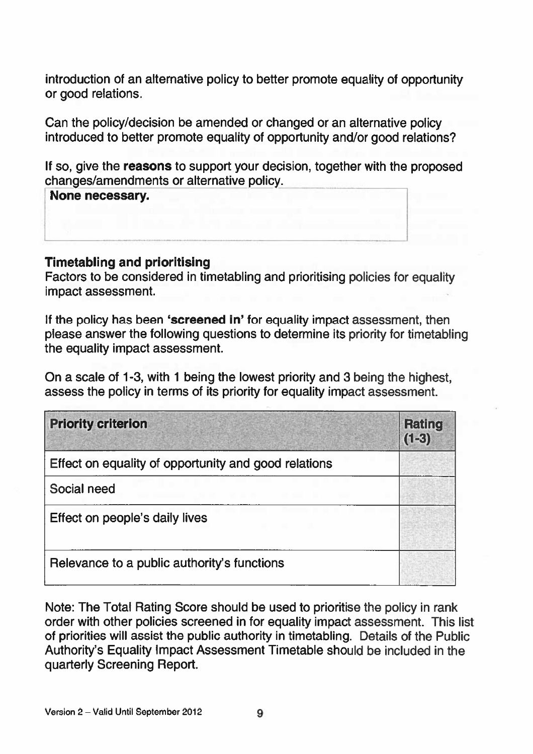introduction of an alternative policy to better promote equality of opportunity or good relations.

Can the policy/decision be amended or changed or an alternative policy introduced to better promote equality of opportunity and/or good relations?

If so, give the **reasons** to support your decision, together with the proposed changes/amendments or alternative policy.

| |
|---|
| **None necessary.** |

### Timetabling and prioritising

Factors to be considered in timetabling and prioritising policies for equality impact assessment.

If the policy has been **'screened in'** for equality impact assessment, then please answer the following questions to determine its priority for timetabling the equality impact assessment.

On a scale of 1-3, with 1 being the lowest priority and 3 being the highest, assess the policy in terms of its priority for equality impact assessment.

| Priority criterion | Rating (1-3) |
|---|---|
| Effect on equality of opportunity and good relations | |
| Social need | |
| Effect on people's daily lives | |
| Relevance to a public authority's functions | |

Note: The Total Rating Score should be used to prioritise the policy in rank order with other policies screened in for equality impact assessment. This list of priorities will assist the public authority in timetabling. Details of the Public Authority's Equality Impact Assessment Timetable should be included in the quarterly Screening Report.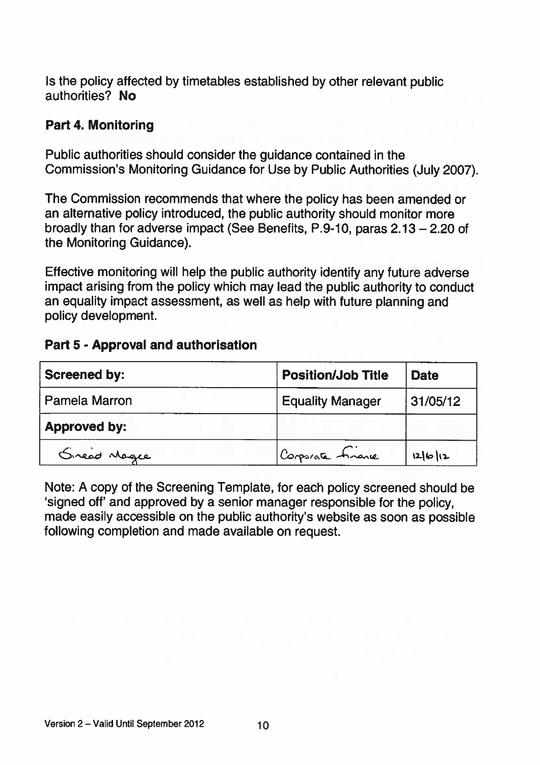Is the policy affected by timetables established by other relevant public authorities? **No**

### Part 4. Monitoring

Public authorities should consider the guidance contained in the Commission's Monitoring Guidance for Use by Public Authorities (July 2007).

The Commission recommends that where the policy has been amended or an alternative policy introduced, the public authority should monitor more broadly than for adverse impact (See Benefits, P.9-10, paras 2.13 – 2.20 of the Monitoring Guidance).

Effective monitoring will help the public authority identify any future adverse impact arising from the policy which may lead the public authority to conduct an equality impact assessment, as well as help with future planning and policy development.

### Part 5 - Approval and authorisation

| **Screened by:** | **Position/Job Title** | **Date** |
|---|---|---|
| Pamela Marron | Equality Manager | 31/05/12 |
| **Approved by:** | | |
| Sinead Magee | Corporate Finance | 12/6/12 |

Note: A copy of the Screening Template, for each policy screened should be 'signed off' and approved by a senior manager responsible for the policy, made easily accessible on the public authority's website as soon as possible following completion and made available on request.

Version 2 – Valid Until September 2012